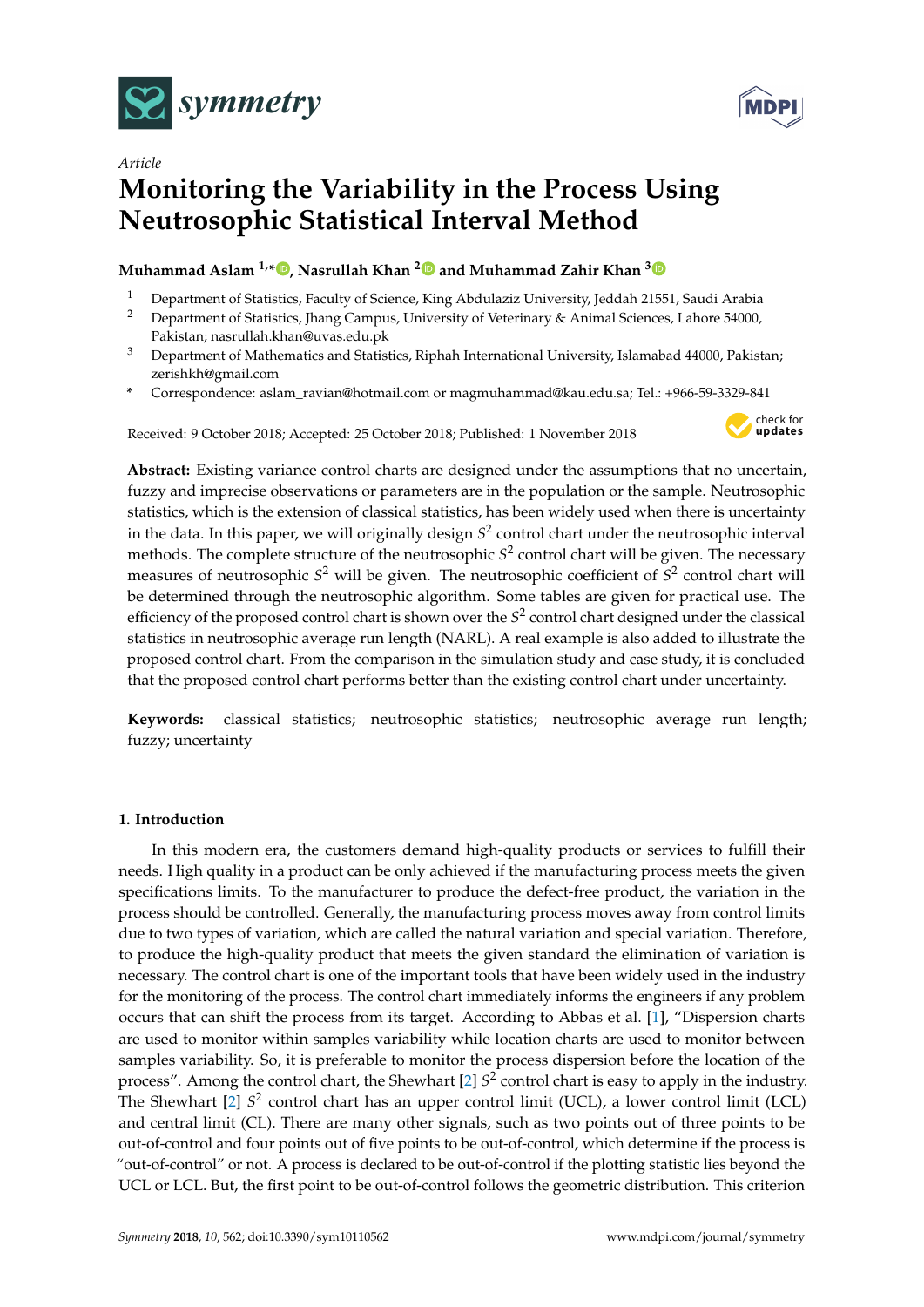Article

# Monitoring the Variability in the Process Using Neutrosophic Statistical Interval Method

**Muhammad Aslam [1,*], Nasrullah Khan [2] and Muhammad Zahir Khan [3]**

1 Department of Statistics, Faculty of Science, King Abdulaziz University, Jeddah 21551, Saudi Arabia

2 Department of Statistics, Jhang Campus, University of Veterinary & Animal Sciences, Lahore 54000, Pakistan; nasrullah.khan@uvas.edu.pk

3 Department of Mathematics and Statistics, Riphah International University, Islamabad 44000, Pakistan; zerishkh@gmail.com

\* Correspondence: aslam_ravian@hotmail.com or magmuhammad@kau.edu.sa; Tel.: +966-59-3329-841

Received: 9 October 2018; Accepted: 25 October 2018; Published: 1 November 2018

**Abstract:** Existing variance control charts are designed under the assumptions that no uncertain, fuzzy and imprecise observations or parameters are in the population or the sample. Neutrosophic statistics, which is the extension of classical statistics, has been widely used when there is uncertainty in the data. In this paper, we will originally design $S^2$ control chart under the neutrosophic interval methods. The complete structure of the neutrosophic $S^2$ control chart will be given. The necessary measures of neutrosophic $S^2$ will be given. The neutrosophic coefficient of $S^2$ control chart will be determined through the neutrosophic algorithm. Some tables are given for practical use. The efficiency of the proposed control chart is shown over the $S^2$ control chart designed under the classical statistics in neutrosophic average run length (NARL). A real example is also added to illustrate the proposed control chart. From the comparison in the simulation study and case study, it is concluded that the proposed control chart performs better than the existing control chart under uncertainty.

**Keywords:** classical statistics; neutrosophic statistics; neutrosophic average run length; fuzzy; uncertainty

## 1. Introduction

In this modern era, the customers demand high-quality products or services to fulfill their needs. High quality in a product can be only achieved if the manufacturing process meets the given specifications limits. To the manufacturer to produce the defect-free product, the variation in the process should be controlled. Generally, the manufacturing process moves away from control limits due to two types of variation, which are called the natural variation and special variation. Therefore, to produce the high-quality product that meets the given standard the elimination of variation is necessary. The control chart is one of the important tools that have been widely used in the industry for the monitoring of the process. The control chart immediately informs the engineers if any problem occurs that can shift the process from its target. According to Abbas et al. [1], "Dispersion charts are used to monitor within samples variability while location charts are used to monitor between samples variability. So, it is preferable to monitor the process dispersion before the location of the process". Among the control chart, the Shewhart [2] $S^2$ control chart is easy to apply in the industry. The Shewhart [2] $S^2$ control chart has an upper control limit (UCL), a lower control limit (LCL) and central limit (CL). There are many other signals, such as two points out of three points to be out-of-control and four points out of five points to be out-of-control, which determine if the process is "out-of-control" or not. A process is declared to be out-of-control if the plotting statistic lies beyond the UCL or LCL. But, the first point to be out-of-control follows the geometric distribution. This criterion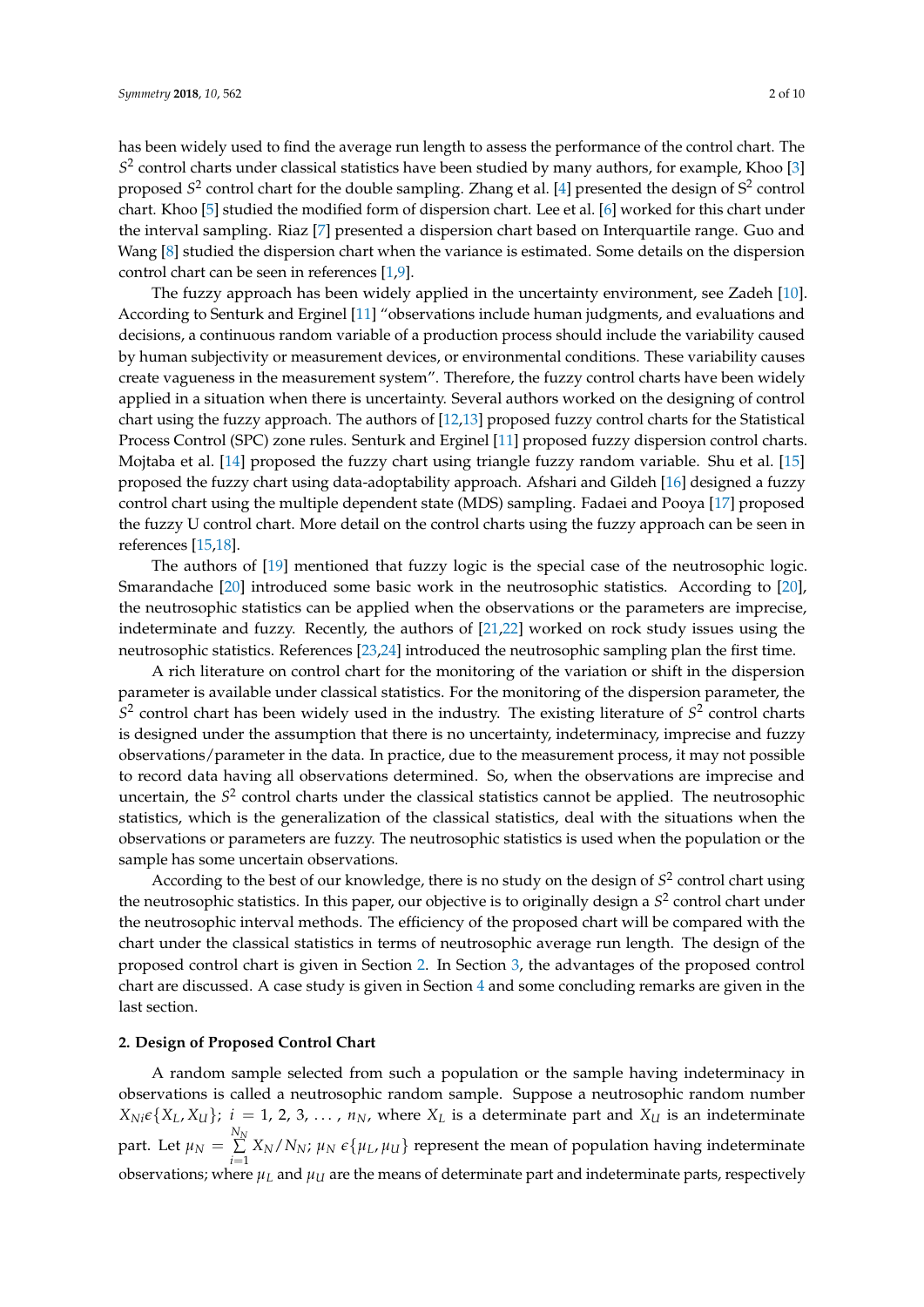has been widely used to find the average run length to assess the performance of the control chart. The $S^2$ control charts under classical statistics have been studied by many authors, for example, Khoo [3] proposed $S^2$ control chart for the double sampling. Zhang et al. [4] presented the design of $S^2$ control chart. Khoo [5] studied the modified form of dispersion chart. Lee et al. [6] worked for this chart under the interval sampling. Riaz [7] presented a dispersion chart based on Interquartile range. Guo and Wang [8] studied the dispersion chart when the variance is estimated. Some details on the dispersion control chart can be seen in references [1,9].

The fuzzy approach has been widely applied in the uncertainty environment, see Zadeh [10]. According to Senturk and Erginel [11] "observations include human judgments, and evaluations and decisions, a continuous random variable of a production process should include the variability caused by human subjectivity or measurement devices, or environmental conditions. These variability causes create vagueness in the measurement system". Therefore, the fuzzy control charts have been widely applied in a situation when there is uncertainty. Several authors worked on the designing of control chart using the fuzzy approach. The authors of [12,13] proposed fuzzy control charts for the Statistical Process Control (SPC) zone rules. Senturk and Erginel [11] proposed fuzzy dispersion control charts. Mojtaba et al. [14] proposed the fuzzy chart using triangle fuzzy random variable. Shu et al. [15] proposed the fuzzy chart using data-adoptability approach. Afshari and Gildeh [16] designed a fuzzy control chart using the multiple dependent state (MDS) sampling. Fadaei and Pooya [17] proposed the fuzzy U control chart. More detail on the control charts using the fuzzy approach can be seen in references [15,18].

The authors of [19] mentioned that fuzzy logic is the special case of the neutrosophic logic. Smarandache [20] introduced some basic work in the neutrosophic statistics. According to [20], the neutrosophic statistics can be applied when the observations or the parameters are imprecise, indeterminate and fuzzy. Recently, the authors of [21,22] worked on rock study issues using the neutrosophic statistics. References [23,24] introduced the neutrosophic sampling plan the first time.

A rich literature on control chart for the monitoring of the variation or shift in the dispersion parameter is available under classical statistics. For the monitoring of the dispersion parameter, the $S^2$ control chart has been widely used in the industry. The existing literature of $S^2$ control charts is designed under the assumption that there is no uncertainty, indeterminacy, imprecise and fuzzy observations/parameter in the data. In practice, due to the measurement process, it may not possible to record data having all observations determined. So, when the observations are imprecise and uncertain, the $S^2$ control charts under the classical statistics cannot be applied. The neutrosophic statistics, which is the generalization of the classical statistics, deal with the situations when the observations or parameters are fuzzy. The neutrosophic statistics is used when the population or the sample has some uncertain observations.

According to the best of our knowledge, there is no study on the design of $S^2$ control chart using the neutrosophic statistics. In this paper, our objective is to originally design a $S^2$ control chart under the neutrosophic interval methods. The efficiency of the proposed chart will be compared with the chart under the classical statistics in terms of neutrosophic average run length. The design of the proposed control chart is given in Section 2. In Section 3, the advantages of the proposed control chart are discussed. A case study is given in Section 4 and some concluding remarks are given in the last section.

## 2. Design of Proposed Control Chart

A random sample selected from such a population or the sample having indeterminacy in observations is called a neutrosophic random sample. Suppose a neutrosophic random number $X_{Ni} \epsilon \{X_L, X_U\}$; $i = 1, 2, 3, \ldots, n_N$, where $X_L$ is a determinate part and $X_U$ is an indeterminate part. Let $\mu_N = \sum_{i=1}^{N_N} X_N/N_N$; $\mu_N \ \epsilon \{\mu_L, \mu_U\}$ represent the mean of population having indeterminate observations; where $\mu_L$ and $\mu_U$ are the means of determinate part and indeterminate parts, respectively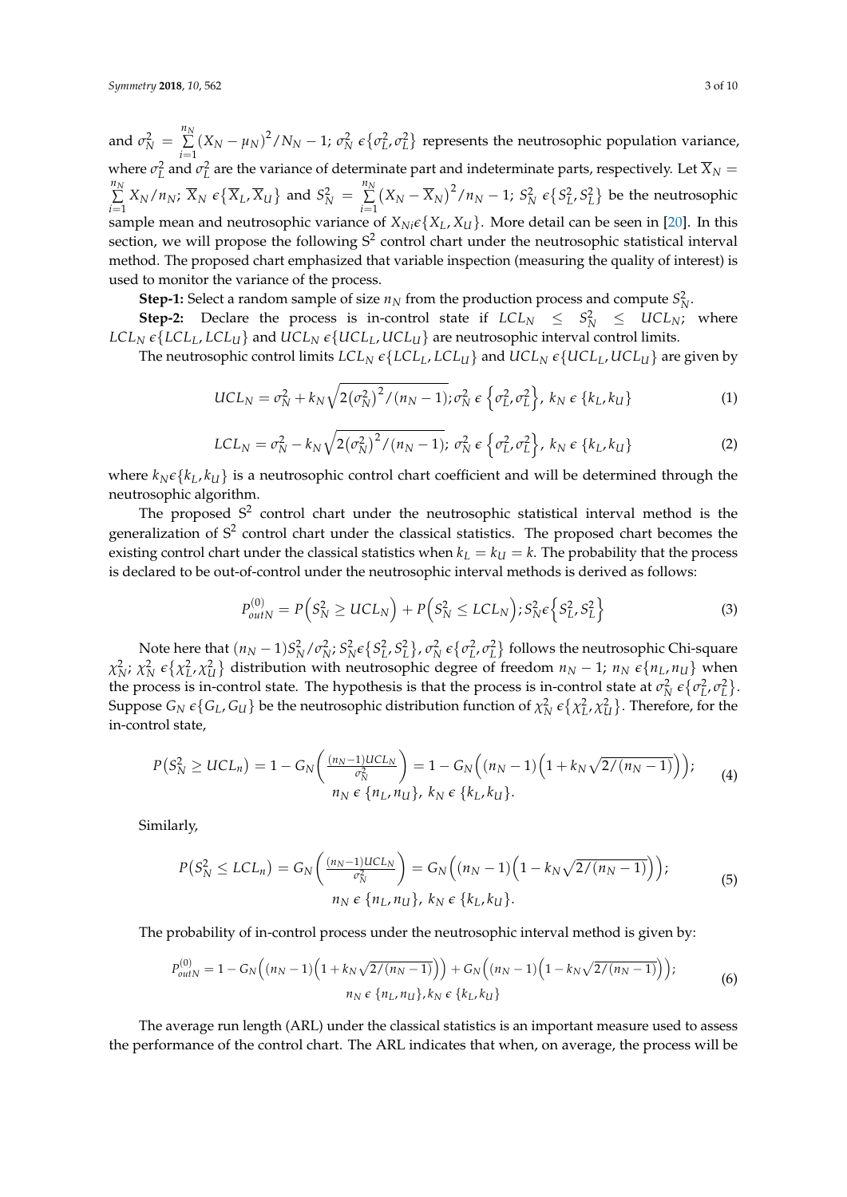and $\sigma_N^2 = \sum_{i=1}^{n_N} (X_N - \mu_N)^2 / N_N - 1$; $\sigma_N^2 \, \epsilon \{\sigma_L^2, \sigma_L^2\}$ represents the neutrosophic population variance, where $\sigma_L^2$ and $\sigma_L^2$ are the variance of determinate part and indeterminate parts, respectively. Let $\overline{X}_N = \sum_{i=1}^{n_N} X_N / n_N$; $\overline{X}_N \, \epsilon \{\overline{X}_L, \overline{X}_U\}$ and $S_N^2 = \sum_{i=1}^{n_N} (X_N - \overline{X}_N)^2 / n_N - 1$; $S_N^2 \, \epsilon \{S_L^2, S_L^2\}$ be the neutrosophic sample mean and neutrosophic variance of $X_{Ni} \epsilon \{X_L, X_U\}$. More detail can be seen in [20]. In this section, we will propose the following $S^2$ control chart under the neutrosophic statistical interval method. The proposed chart emphasized that variable inspection (measuring the quality of interest) is used to monitor the variance of the process.

**Step-1:** Select a random sample of size $n_N$ from the production process and compute $S_N^2$.

**Step-2:** Declare the process is in-control state if $LCL_N \leq S_N^2 \leq UCL_N$; where $LCL_N \, \epsilon \{LCL_L, LCL_U\}$ and $UCL_N \, \epsilon \{UCL_L, UCL_U\}$ are neutrosophic interval control limits.

The neutrosophic control limits $LCL_N \, \epsilon \{LCL_L, LCL_U\}$ and $UCL_N \, \epsilon \{UCL_L, UCL_U\}$ are given by

$$UCL_N = \sigma_N^2 + k_N \sqrt{2(\sigma_N^2)^2 / (n_N - 1)}; \sigma_N^2 \, \epsilon \left\{\sigma_L^2, \sigma_L^2\right\}, \, k_N \, \epsilon \, \{k_L, k_U\} \tag{1}$$

$$LCL_N = \sigma_N^2 - k_N \sqrt{2(\sigma_N^2)^2 / (n_N - 1)}; \, \sigma_N^2 \, \epsilon \left\{\sigma_L^2, \sigma_L^2\right\}, \, k_N \, \epsilon \, \{k_L, k_U\} \tag{2}$$

where $k_N \epsilon \{k_L, k_U\}$ is a neutrosophic control chart coefficient and will be determined through the neutrosophic algorithm.

The proposed $S^2$ control chart under the neutrosophic statistical interval method is the generalization of $S^2$ control chart under the classical statistics. The proposed chart becomes the existing control chart under the classical statistics when $k_L = k_U = k$. The probability that the process is declared to be out-of-control under the neutrosophic interval methods is derived as follows:

$$P_{outN}^{(0)} = P\left(S_N^2 \geq UCL_N\right) + P\left(S_N^2 \leq LCL_N\right); S_N^2 \epsilon \left\{S_L^2, S_L^2\right\} \tag{3}$$

Note here that $(n_N - 1)S_N^2 / \sigma_N^2$; $S_N^2 \epsilon \{S_L^2, S_L^2\}$, $\sigma_N^2 \, \epsilon \{\sigma_L^2, \sigma_L^2\}$ follows the neutrosophic Chi-square $\chi_N^2$; $\chi_N^2 \, \epsilon \{\chi_L^2, \chi_U^2\}$ distribution with neutrosophic degree of freedom $n_N - 1$; $n_N \, \epsilon \{n_L, n_U\}$ when the process is in-control state. The hypothesis is that the process is in-control state at $\sigma_N^2 \, \epsilon \{\sigma_L^2, \sigma_L^2\}$. Suppose $G_N \, \epsilon \{G_L, G_U\}$ be the neutrosophic distribution function of $\chi_N^2 \, \epsilon \{\chi_L^2, \chi_U^2\}$. Therefore, for the in-control state,

$$P\left(S_N^2 \geq UCL_n\right) = 1 - G_N\left(\frac{(n_N - 1)UCL_N}{\sigma_N^2}\right) = 1 - G_N\left((n_N - 1)\left(1 + k_N \sqrt{2/(n_N - 1)}\right)\right); \\ n_N \, \epsilon \, \{n_L, n_U\}, \, k_N \, \epsilon \, \{k_L, k_U\}. \tag{4}$$

Similarly,

$$P\left(S_N^2 \leq LCL_n\right) = G_N\left(\frac{(n_N - 1)UCL_N}{\sigma_N^2}\right) = G_N\left((n_N - 1)\left(1 - k_N \sqrt{2/(n_N - 1)}\right)\right); \\ n_N \, \epsilon \, \{n_L, n_U\}, \, k_N \, \epsilon \, \{k_L, k_U\}. \tag{5}$$

The probability of in-control process under the neutrosophic interval method is given by:

$$P_{outN}^{(0)} = 1 - G_N\left((n_N - 1)\left(1 + k_N \sqrt{2/(n_N - 1)}\right)\right) + G_N\left((n_N - 1)\left(1 - k_N \sqrt{2/(n_N - 1)}\right)\right); \\ n_N \, \epsilon \, \{n_L, n_U\}, k_N \, \epsilon \, \{k_L, k_U\} \tag{6}$$

The average run length (ARL) under the classical statistics is an important measure used to assess the performance of the control chart. The ARL indicates that when, on average, the process will be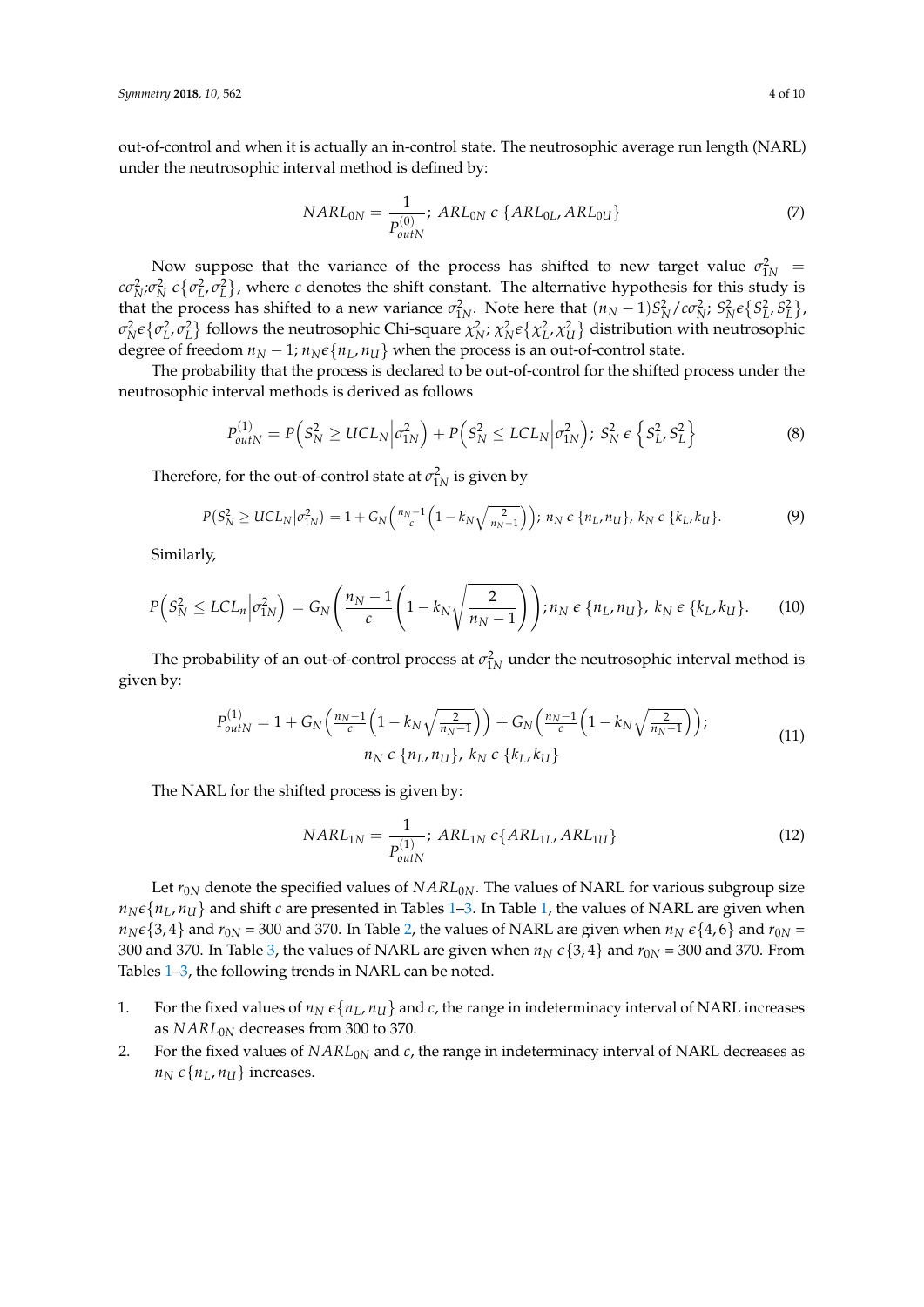out-of-control and when it is actually an in-control state. The neutrosophic average run length (NARL) under the neutrosophic interval method is defined by:

$$NARL_{0N} = \frac{1}{P_{outN}^{(0)}};\ ARL_{0N}\ \epsilon\ \{ARL_{0L}, ARL_{0U}\} \tag{7}$$

Now suppose that the variance of the process has shifted to new target value $\sigma_{1N}^2 = c\sigma_N^2; \sigma_N^2\ \epsilon \{\sigma_L^2, \sigma_L^2\}$, where $c$ denotes the shift constant. The alternative hypothesis for this study is that the process has shifted to a new variance $\sigma_{1N}^2$. Note here that $(n_N - 1)S_N^2/c\sigma_N^2;\ S_N^2 \epsilon \{S_L^2, S_L^2\}$, $\sigma_N^2 \epsilon \{\sigma_L^2, \sigma_L^2\}$ follows the neutrosophic Chi-square $\chi_N^2;\ \chi_N^2 \epsilon \{\chi_L^2, \chi_U^2\}$ distribution with neutrosophic degree of freedom $n_N - 1;\ n_N \epsilon \{n_L, n_U\}$ when the process is an out-of-control state.

The probability that the process is declared to be out-of-control for the shifted process under the neutrosophic interval methods is derived as follows

$$P_{outN}^{(1)} = P\left(S_N^2 \geq UCL_N \middle| \sigma_{1N}^2\right) + P\left(S_N^2 \leq LCL_N \middle| \sigma_{1N}^2\right);\ S_N^2\ \epsilon\ \left\{S_L^2, S_L^2\right\} \tag{8}$$

Therefore, for the out-of-control state at $\sigma_{1N}^2$ is given by

$$P(S_N^2 \geq UCL_N | \sigma_{1N}^2) = 1 + G_N\left(\frac{n_N - 1}{c}\left(1 - k_N\sqrt{\frac{2}{n_N - 1}}\right)\right);\ n_N\ \epsilon\ \{n_L, n_U\},\ k_N\ \epsilon\ \{k_L, k_U\}. \tag{9}$$

Similarly,

$$P\left(S_N^2 \leq LCL_n \middle| \sigma_{1N}^2\right) = G_N\left(\frac{n_N - 1}{c}\left(1 - k_N\sqrt{\frac{2}{n_N - 1}}\right)\right);\ n_N\ \epsilon\ \{n_L, n_U\},\ k_N\ \epsilon\ \{k_L, k_U\}. \tag{10}$$

The probability of an out-of-control process at $\sigma_{1N}^2$ under the neutrosophic interval method is given by:

$$P_{outN}^{(1)} = 1 + G_N\left(\frac{n_N - 1}{c}\left(1 - k_N\sqrt{\frac{2}{n_N - 1}}\right)\right) + G_N\left(\frac{n_N - 1}{c}\left(1 - k_N\sqrt{\frac{2}{n_N - 1}}\right)\right); \\ n_N\ \epsilon\ \{n_L, n_U\},\ k_N\ \epsilon\ \{k_L, k_U\} \tag{11}$$

The NARL for the shifted process is given by:

$$NARL_{1N} = \frac{1}{P_{outN}^{(1)}};\ ARL_{1N}\ \epsilon \{ARL_{1L}, ARL_{1U}\} \tag{12}$$

Let $r_{0N}$ denote the specified values of $NARL_{0N}$. The values of NARL for various subgroup size $n_N \epsilon \{n_L, n_U\}$ and shift $c$ are presented in Tables 1–3. In Table 1, the values of NARL are given when $n_N \epsilon \{3, 4\}$ and $r_{0N}$ = 300 and 370. In Table 2, the values of NARL are given when $n_N\ \epsilon \{4, 6\}$ and $r_{0N}$ = 300 and 370. In Table 3, the values of NARL are given when $n_N\ \epsilon \{3, 4\}$ and $r_{0N}$ = 300 and 370. From Tables 1–3, the following trends in NARL can be noted.

1. For the fixed values of $n_N\ \epsilon \{n_L, n_U\}$ and $c$, the range in indeterminacy interval of NARL increases as $NARL_{0N}$ decreases from 300 to 370.
2. For the fixed values of $NARL_{0N}$ and $c$, the range in indeterminacy interval of NARL decreases as $n_N\ \epsilon \{n_L, n_U\}$ increases.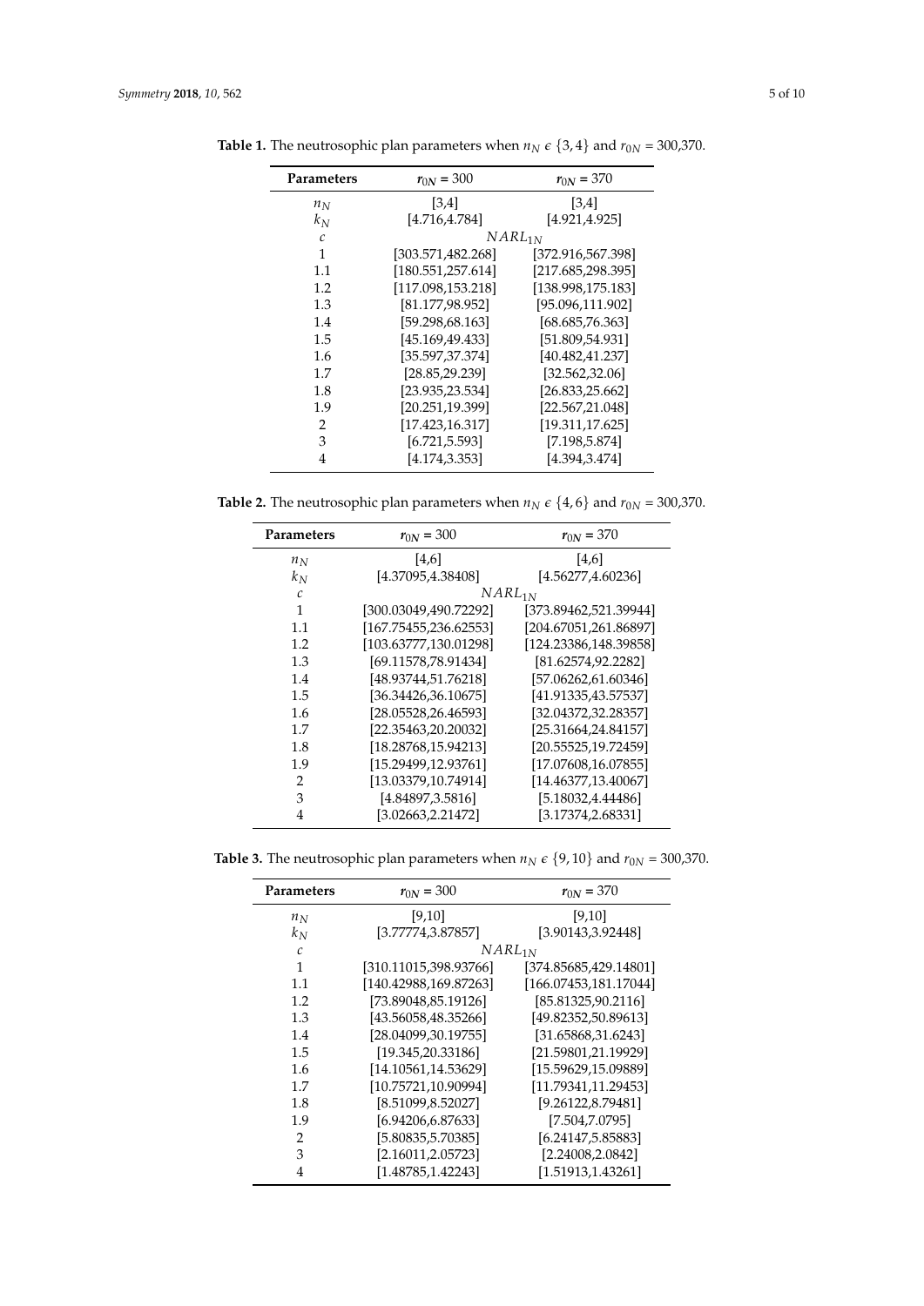**Table 1.** The neutrosophic plan parameters when $n_N \epsilon \{3,4\}$ and $r_{0N}$ = 300,370.

| Parameters | $r_{0N}$ = 300 | $r_{0N}$ = 370 |
|---|---|---|
| $n_N$ | [3,4] | [3,4] |
| $k_N$ | [4.716,4.784] | [4.921,4.925] |
| $c$ | $NARL_{1N}$ | |
| 1 | [303.571,482.268] | [372.916,567.398] |
| 1.1 | [180.551,257.614] | [217.685,298.395] |
| 1.2 | [117.098,153.218] | [138.998,175.183] |
| 1.3 | [81.177,98.952] | [95.096,111.902] |
| 1.4 | [59.298,68.163] | [68.685,76.363] |
| 1.5 | [45.169,49.433] | [51.809,54.931] |
| 1.6 | [35.597,37.374] | [40.482,41.237] |
| 1.7 | [28.85,29.239] | [32.562,32.06] |
| 1.8 | [23.935,23.534] | [26.833,25.662] |
| 1.9 | [20.251,19.399] | [22.567,21.048] |
| 2 | [17.423,16.317] | [19.311,17.625] |
| 3 | [6.721,5.593] | [7.198,5.874] |
| 4 | [4.174,3.353] | [4.394,3.474] |

**Table 2.** The neutrosophic plan parameters when $n_N \epsilon \{4,6\}$ and $r_{0N}$ = 300,370.

| Parameters | $r_{0N}$ = 300 | $r_{0N}$ = 370 |
|---|---|---|
| $n_N$ | [4,6] | [4,6] |
| $k_N$ | [4.37095,4.38408] | [4.56277,4.60236] |
| $c$ | $NARL_{1N}$ | |
| 1 | [300.03049,490.72292] | [373.89462,521.39944] |
| 1.1 | [167.75455,236.62553] | [204.67051,261.86897] |
| 1.2 | [103.63777,130.01298] | [124.23386,148.39858] |
| 1.3 | [69.11578,78.91434] | [81.62574,92.2282] |
| 1.4 | [48.93744,51.76218] | [57.06262,61.60346] |
| 1.5 | [36.34426,36.10675] | [41.91335,43.57537] |
| 1.6 | [28.05528,26.46593] | [32.04372,32.28357] |
| 1.7 | [22.35463,20.20032] | [25.31664,24.84157] |
| 1.8 | [18.28768,15.94213] | [20.55525,19.72459] |
| 1.9 | [15.29499,12.93761] | [17.07608,16.07855] |
| 2 | [13.03379,10.74914] | [14.46377,13.40067] |
| 3 | [4.84897,3.5816] | [5.18032,4.44486] |
| 4 | [3.02663,2.21472] | [3.17374,2.68331] |

**Table 3.** The neutrosophic plan parameters when $n_N \epsilon \{9,10\}$ and $r_{0N}$ = 300,370.

| Parameters | $r_{0N}$ = 300 | $r_{0N}$ = 370 |
|---|---|---|
| $n_N$ | [9,10] | [9,10] |
| $k_N$ | [3.77774,3.87857] | [3.90143,3.92448] |
| $c$ | $NARL_{1N}$ | |
| 1 | [310.11015,398.93766] | [374.85685,429.14801] |
| 1.1 | [140.42988,169.87263] | [166.07453,181.17044] |
| 1.2 | [73.89048,85.19126] | [85.81325,90.2116] |
| 1.3 | [43.56058,48.35266] | [49.82352,50.89613] |
| 1.4 | [28.04099,30.19755] | [31.65868,31.6243] |
| 1.5 | [19.345,20.33186] | [21.59801,21.19929] |
| 1.6 | [14.10561,14.53629] | [15.59629,15.09889] |
| 1.7 | [10.75721,10.90994] | [11.79341,11.29453] |
| 1.8 | [8.51099,8.52027] | [9.26122,8.79481] |
| 1.9 | [6.94206,6.87633] | [7.504,7.0795] |
| 2 | [5.80835,5.70385] | [6.24147,5.85883] |
| 3 | [2.16011,2.05723] | [2.24008,2.0842] |
| 4 | [1.48785,1.42243] | [1.51913,1.43261] |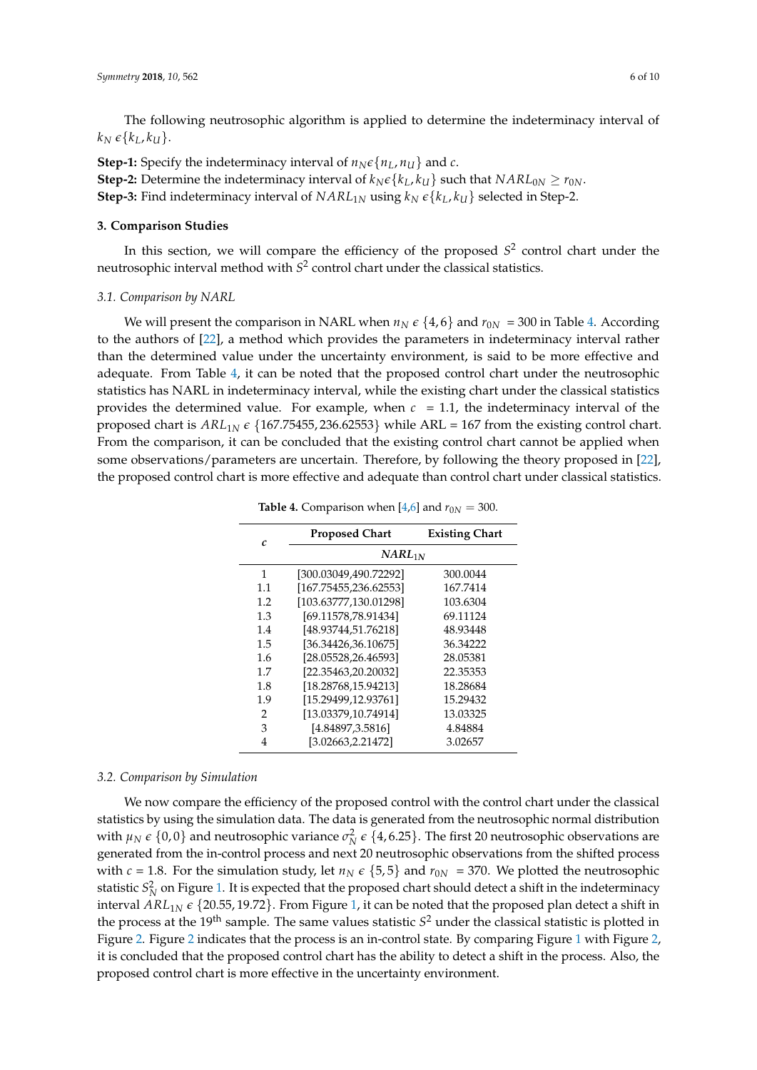The following neutrosophic algorithm is applied to determine the indeterminacy interval of $k_N \epsilon \{k_L, k_U\}$.

**Step-1:** Specify the indeterminacy interval of $n_N \epsilon \{n_L, n_U\}$ and $c$.
**Step-2:** Determine the indeterminacy interval of $k_N \epsilon \{k_L, k_U\}$ such that $NARL_{0N} \geq r_{0N}$.
**Step-3:** Find indeterminacy interval of $NARL_{1N}$ using $k_N \epsilon \{k_L, k_U\}$ selected in Step-2.

## 3. Comparison Studies

In this section, we will compare the efficiency of the proposed $S^2$ control chart under the neutrosophic interval method with $S^2$ control chart under the classical statistics.

### 3.1. Comparison by NARL

We will present the comparison in NARL when $n_N \epsilon \{4, 6\}$ and $r_{0N} = 300$ in Table 4. According to the authors of [22], a method which provides the parameters in indeterminacy interval rather than the determined value under the uncertainty environment, is said to be more effective and adequate. From Table 4, it can be noted that the proposed control chart under the neutrosophic statistics has NARL in indeterminacy interval, while the existing chart under the classical statistics provides the determined value. For example, when $c = 1.1$, the indeterminacy interval of the proposed chart is $ARL_{1N} \epsilon \{167.75455, 236.62553\}$ while ARL = 167 from the existing control chart. From the comparison, it can be concluded that the existing control chart cannot be applied when some observations/parameters are uncertain. Therefore, by following the theory proposed in [22], the proposed control chart is more effective and adequate than control chart under classical statistics.

**Table 4.** Comparison when [4,6] and $r_{0N} = 300$.

| $c$ | Proposed Chart | Existing Chart |
|---|---|---|
| | $NARL_{1N}$ | |
| 1 | [300.03049,490.72292] | 300.0044 |
| 1.1 | [167.75455,236.62553] | 167.7414 |
| 1.2 | [103.63777,130.01298] | 103.6304 |
| 1.3 | [69.11578,78.91434] | 69.11124 |
| 1.4 | [48.93744,51.76218] | 48.93448 |
| 1.5 | [36.34426,36.10675] | 36.34222 |
| 1.6 | [28.05528,26.46593] | 28.05381 |
| 1.7 | [22.35463,20.20032] | 22.35353 |
| 1.8 | [18.28768,15.94213] | 18.28684 |
| 1.9 | [15.29499,12.93761] | 15.29432 |
| 2 | [13.03379,10.74914] | 13.03325 |
| 3 | [4.84897,3.5816] | 4.84884 |
| 4 | [3.02663,2.21472] | 3.02657 |

### 3.2. Comparison by Simulation

We now compare the efficiency of the proposed control with the control chart under the classical statistics by using the simulation data. The data is generated from the neutrosophic normal distribution with $\mu_N \epsilon \{0, 0\}$ and neutrosophic variance $\sigma_N^2 \epsilon \{4, 6.25\}$. The first 20 neutrosophic observations are generated from the in-control process and next 20 neutrosophic observations from the shifted process with $c = 1.8$. For the simulation study, let $n_N \epsilon \{5, 5\}$ and $r_{0N} = 370$. We plotted the neutrosophic statistic $S_N^2$ on Figure 1. It is expected that the proposed chart should detect a shift in the indeterminacy interval $ARL_{1N} \epsilon \{20.55, 19.72\}$. From Figure 1, it can be noted that the proposed plan detect a shift in the process at the 19th sample. The same values statistic $S^2$ under the classical statistic is plotted in Figure 2. Figure 2 indicates that the process is an in-control state. By comparing Figure 1 with Figure 2, it is concluded that the proposed control chart has the ability to detect a shift in the process. Also, the proposed control chart is more effective in the uncertainty environment.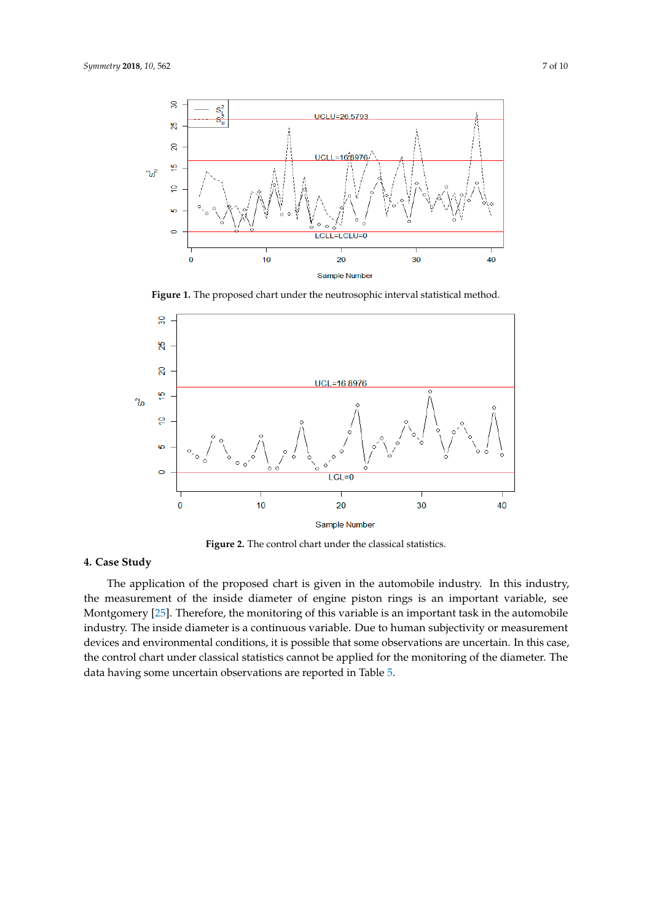**Figure 1.** The proposed chart under the neutrosophic interval statistical method.

**Figure 2.** The control chart under the classical statistics.

## 4. Case Study

The application of the proposed chart is given in the automobile industry. In this industry, the measurement of the inside diameter of engine piston rings is an important variable, see Montgomery [25]. Therefore, the monitoring of this variable is an important task in the automobile industry. The inside diameter is a continuous variable. Due to human subjectivity or measurement devices and environmental conditions, it is possible that some observations are uncertain. In this case, the control chart under classical statistics cannot be applied for the monitoring of the diameter. The data having some uncertain observations are reported in Table 5.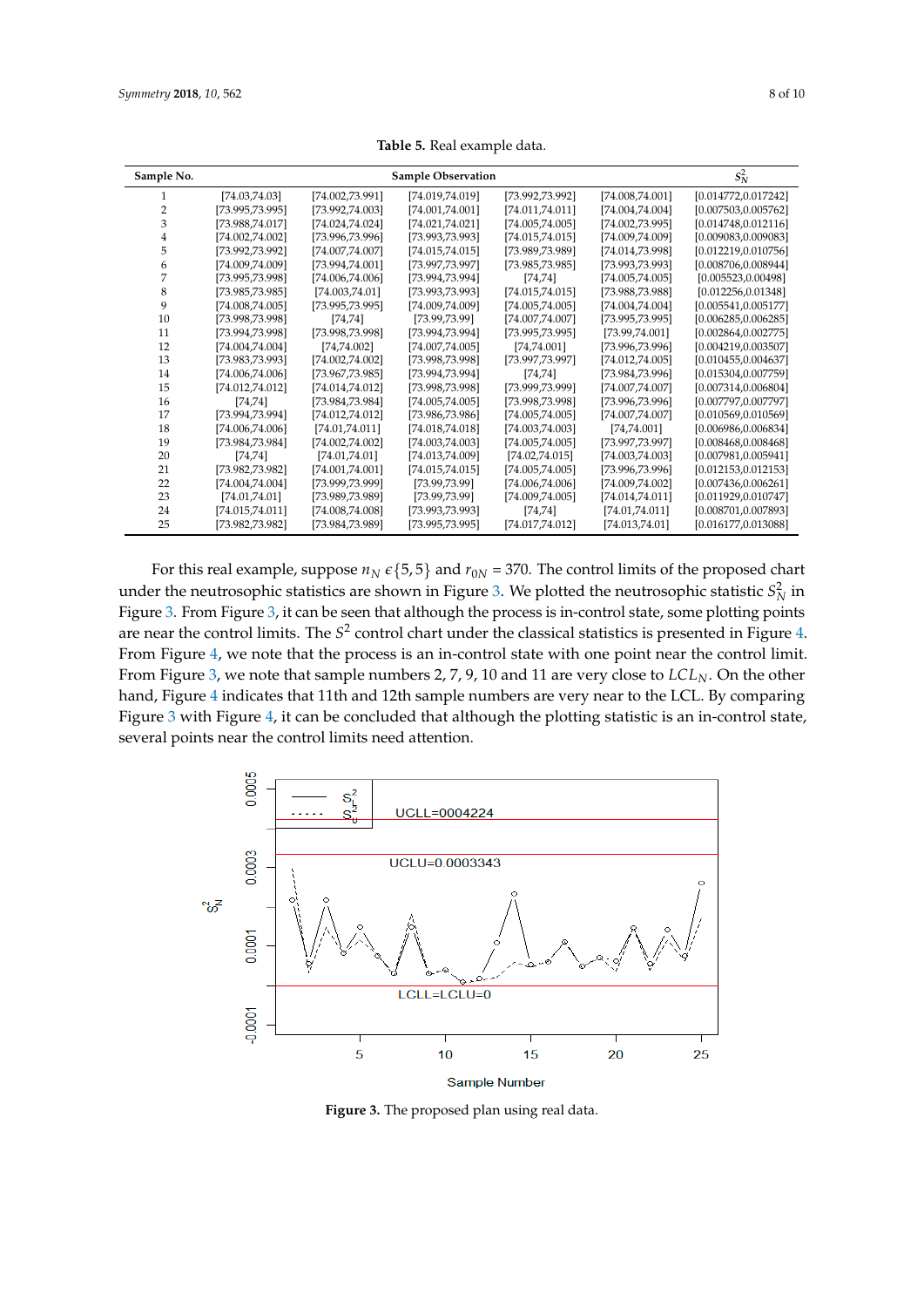**Table 5.** Real example data.

| Sample No. | Sample Observation | | | | | $S_N^2$ |
|---|---|---|---|---|---|---|
| 1 | [74.03,74.03] | [74.002,73.991] | [74.019,74.019] | [73.992,73.992] | [74.008,74.001] | [0.014772,0.017242] |
| 2 | [73.995,73.995] | [73.992,74.003] | [74.001,74.001] | [74.011,74.011] | [74.004,74.004] | [0.007503,0.005762] |
| 3 | [73.988,74.017] | [74.024,74.024] | [74.021,74.021] | [74.005,74.005] | [74.002,73.995] | [0.014748,0.012116] |
| 4 | [74.002,74.002] | [73.996,73.996] | [73.993,73.993] | [74.015,74.015] | [74.009,74.009] | [0.009083,0.009083] |
| 5 | [73.992,73.992] | [74.007,74.007] | [74.015,74.015] | [73.989,73.989] | [74.014,73.998] | [0.012219,0.010756] |
| 6 | [74.009,74.009] | [73.994,74.001] | [73.997,73.997] | [73.985,73.985] | [73.993,73.993] | [0.008706,0.008944] |
| 7 | [73.995,73.998] | [74.006,74.006] | [73.994,73.994] | [74,74] | [74.005,74.005] | [0.005523,0.00498] |
| 8 | [73.985,73.985] | [74.003,74.01] | [73.993,73.993] | [74.015,74.015] | [73.988,73.988] | [0.012256,0.01348] |
| 9 | [74.008,74.005] | [73.995,73.995] | [74.009,74.009] | [74.005,74.005] | [74.004,74.004] | [0.005541,0.005177] |
| 10 | [73.998,73.998] | [74,74] | [73.99,73.99] | [74.007,74.007] | [73.995,73.995] | [0.006285,0.006285] |
| 11 | [73.994,73.998] | [73.998,73.998] | [73.994,73.994] | [73.995,73.995] | [73.99,74.001] | [0.002864,0.002775] |
| 12 | [74.004,74.004] | [74,74.002] | [74.007,74.005] | [74,74.001] | [73.996,73.996] | [0.004219,0.003507] |
| 13 | [73.983,73.993] | [74.002,74.002] | [73.998,73.998] | [73.997,73.997] | [74.012,74.005] | [0.010455,0.004637] |
| 14 | [74.006,74.006] | [73.967,73.985] | [73.994,73.994] | [74,74] | [73.984,73.996] | [0.015304,0.007759] |
| 15 | [74.012,74.012] | [74.014,74.012] | [73.998,73.998] | [73.999,73.999] | [74.007,74.007] | [0.007314,0.006804] |
| 16 | [74,74] | [73.984,73.984] | [74.005,74.005] | [73.998,73.998] | [73.996,73.996] | [0.007797,0.007797] |
| 17 | [73.994,73.994] | [74.012,74.012] | [73.986,73.986] | [74.005,74.005] | [74.007,74.007] | [0.010569,0.010569] |
| 18 | [74.006,74.006] | [74.01,74.011] | [74.018,74.018] | [74.003,74.003] | [74,74.001] | [0.006986,0.006834] |
| 19 | [73.984,73.984] | [74.002,74.002] | [74.003,74.003] | [74.005,74.005] | [73.997,73.997] | [0.008468,0.008468] |
| 20 | [74,74] | [74.01,74.01] | [74.013,74.009] | [74.02,74.015] | [74.003,74.003] | [0.007981,0.005941] |
| 21 | [73.982,73.982] | [74.001,74.001] | [74.015,74.015] | [74.005,74.005] | [73.996,73.996] | [0.012153,0.012153] |
| 22 | [74.004,74.004] | [73.999,73.999] | [73.99,73.99] | [74.006,74.006] | [74.009,74.002] | [0.007436,0.006261] |
| 23 | [74.01,74.01] | [73.989,73.989] | [73.99,73.99] | [74.009,74.005] | [74.014,74.011] | [0.011929,0.010747] |
| 24 | [74.015,74.011] | [74.008,74.008] | [73.993,73.993] | [74,74] | [74.01,74.011] | [0.008701,0.007893] |
| 25 | [73.982,73.982] | [73.984,73.989] | [73.995,73.995] | [74.017,74.012] | [74.013,74.01] | [0.016177,0.013088] |

For this real example, suppose $n_N \epsilon \{5,5\}$ and $r_{0N} = 370$. The control limits of the proposed chart under the neutrosophic statistics are shown in Figure 3. We plotted the neutrosophic statistic $S_N^2$ in Figure 3. From Figure 3, it can be seen that although the process is in-control state, some plotting points are near the control limits. The $S^2$ control chart under the classical statistics is presented in Figure 4. From Figure 4, we note that the process is an in-control state with one point near the control limit. From Figure 3, we note that sample numbers 2, 7, 9, 10 and 11 are very close to $LCL_N$. On the other hand, Figure 4 indicates that 11th and 12th sample numbers are very near to the LCL. By comparing Figure 3 with Figure 4, it can be concluded that although the plotting statistic is an in-control state, several points near the control limits need attention.

**Figure 3.** The proposed plan using real data.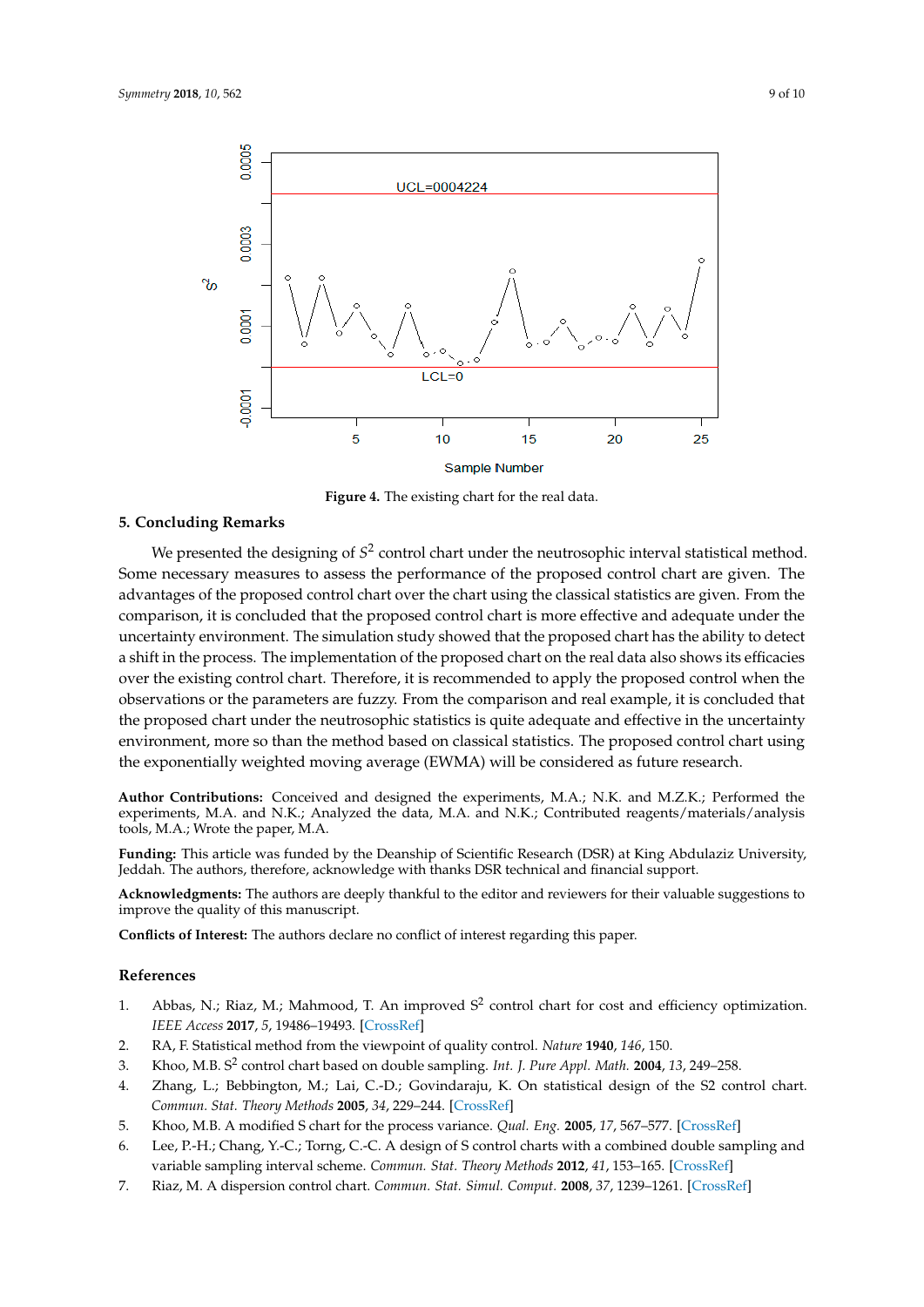**Figure 4.** The existing chart for the real data.

## 5. Concluding Remarks

We presented the designing of $S^2$ control chart under the neutrosophic interval statistical method. Some necessary measures to assess the performance of the proposed control chart are given. The advantages of the proposed control chart over the chart using the classical statistics are given. From the comparison, it is concluded that the proposed control chart is more effective and adequate under the uncertainty environment. The simulation study showed that the proposed chart has the ability to detect a shift in the process. The implementation of the proposed chart on the real data also shows its efficacies over the existing control chart. Therefore, it is recommended to apply the proposed control when the observations or the parameters are fuzzy. From the comparison and real example, it is concluded that the proposed chart under the neutrosophic statistics is quite adequate and effective in the uncertainty environment, more so than the method based on classical statistics. The proposed control chart using the exponentially weighted moving average (EWMA) will be considered as future research.

**Author Contributions:** Conceived and designed the experiments, M.A., N.K. and M.Z.K.; Performed the experiments, M.A. and N.K.; Analyzed the data, M.A. and N.K.; Contributed reagents/materials/analysis tools, M.A.; Wrote the paper, M.A.

**Funding:** This article was funded by the Deanship of Scientific Research (DSR) at King Abdulaziz University, Jeddah. The authors, therefore, acknowledge with thanks DSR technical and financial support.

**Acknowledgments:** The authors are deeply thankful to the editor and reviewers for their valuable suggestions to improve the quality of this manuscript.

**Conflicts of Interest:** The authors declare no conflict of interest regarding this paper.

## References

1. Abbas, N.; Riaz, M.; Mahmood, T. An improved $S^2$ control chart for cost and efficiency optimization. *IEEE Access* **2017**, *5*, 19486–19493. [CrossRef]
2. RA, F. Statistical method from the viewpoint of quality control. *Nature* **1940**, *146*, 150.
3. Khoo, M.B. $S^2$ control chart based on double sampling. *Int. J. Pure Appl. Math.* **2004**, *13*, 249–258.
4. Zhang, L.; Bebbington, M.; Lai, C.-D.; Govindaraju, K. On statistical design of the S2 control chart. *Commun. Stat. Theory Methods* **2005**, *34*, 229–244. [CrossRef]
5. Khoo, M.B. A modified S chart for the process variance. *Qual. Eng.* **2005**, *17*, 567–577. [CrossRef]
6. Lee, P.-H.; Chang, Y.-C.; Torng, C.-C. A design of S control charts with a combined double sampling and variable sampling interval scheme. *Commun. Stat. Theory Methods* **2012**, *41*, 153–165. [CrossRef]
7. Riaz, M. A dispersion control chart. *Commun. Stat. Simul. Comput.* **2008**, *37*, 1239–1261. [CrossRef]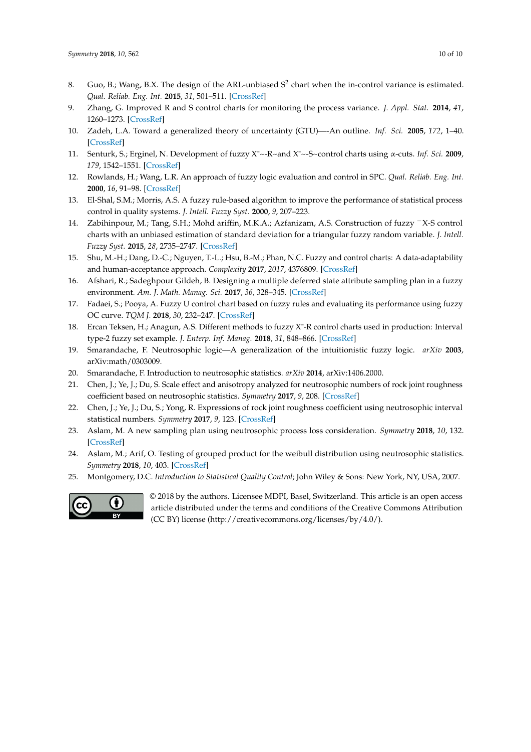8. Guo, B.; Wang, B.X. The design of the ARL-unbiased $S^2$ chart when the in-control variance is estimated. *Qual. Reliab. Eng. Int.* **2015**, *31*, 501–511. [CrossRef]
9. Zhang, G. Improved R and S control charts for monitoring the process variance. *J. Appl. Stat.* **2014**, *41*, 1260–1273. [CrossRef]
10. Zadeh, L.A. Toward a generalized theory of uncertainty (GTU)—-An outline. *Inf. Sci.* **2005**, *172*, 1–40. [CrossRef]
11. Senturk, S.; Erginel, N. Development of fuzzy $\bar{X}$~-R~and $\bar{X}$~-S~control charts using α-cuts. *Inf. Sci.* **2009**, *179*, 1542–1551. [CrossRef]
12. Rowlands, H.; Wang, L.R. An approach of fuzzy logic evaluation and control in SPC. *Qual. Reliab. Eng. Int.* **2000**, *16*, 91–98. [CrossRef]
13. El-Shal, S.M.; Morris, A.S. A fuzzy rule-based algorithm to improve the performance of statistical process control in quality systems. *J. Intell. Fuzzy Syst.* **2000**, *9*, 207–223.
14. Zabihinpour, M.; Tang, S.H.; Mohd ariffin, M.K.A.; Azfanizam, A.S. Construction of fuzzy $\bar{X}$-S control charts with an unbiased estimation of standard deviation for a triangular fuzzy random variable. *J. Intell. Fuzzy Syst.* **2015**, *28*, 2735–2747. [CrossRef]
15. Shu, M.-H.; Dang, D.-C.; Nguyen, T.-L.; Hsu, B.-M.; Phan, N.C. Fuzzy and control charts: A data-adaptability and human-acceptance approach. *Complexity* **2017**, *2017*, 4376809. [CrossRef]
16. Afshari, R.; Sadeghpour Gildeh, B. Designing a multiple deferred state attribute sampling plan in a fuzzy environment. *Am. J. Math. Manag. Sci.* **2017**, *36*, 328–345. [CrossRef]
17. Fadaei, S.; Pooya, A. Fuzzy U control chart based on fuzzy rules and evaluating its performance using fuzzy OC curve. *TQM J.* **2018**, *30*, 232–247. [CrossRef]
18. Ercan Teksen, H.; Anagun, A.S. Different methods to fuzzy $\bar{X}$-R control charts used in production: Interval type-2 fuzzy set example. *J. Enterp. Inf. Manag.* **2018**, *31*, 848–866. [CrossRef]
19. Smarandache, F. Neutrosophic logic—A generalization of the intuitionistic fuzzy logic. *arXiv* **2003**, arXiv:math/0303009.
20. Smarandache, F. Introduction to neutrosophic statistics. *arXiv* **2014**, arXiv:1406.2000.
21. Chen, J.; Ye, J.; Du, S. Scale effect and anisotropy analyzed for neutrosophic numbers of rock joint roughness coefficient based on neutrosophic statistics. *Symmetry* **2017**, *9*, 208. [CrossRef]
22. Chen, J.; Ye, J.; Du, S.; Yong, R. Expressions of rock joint roughness coefficient using neutrosophic interval statistical numbers. *Symmetry* **2017**, *9*, 123. [CrossRef]
23. Aslam, M. A new sampling plan using neutrosophic process loss consideration. *Symmetry* **2018**, *10*, 132. [CrossRef]
24. Aslam, M.; Arif, O. Testing of grouped product for the weibull distribution using neutrosophic statistics. *Symmetry* **2018**, *10*, 403. [CrossRef]
25. Montgomery, D.C. *Introduction to Statistical Quality Control*; John Wiley & Sons: New York, NY, USA, 2007.

© 2018 by the authors. Licensee MDPI, Basel, Switzerland. This article is an open access article distributed under the terms and conditions of the Creative Commons Attribution (CC BY) license (http://creativecommons.org/licenses/by/4.0/).